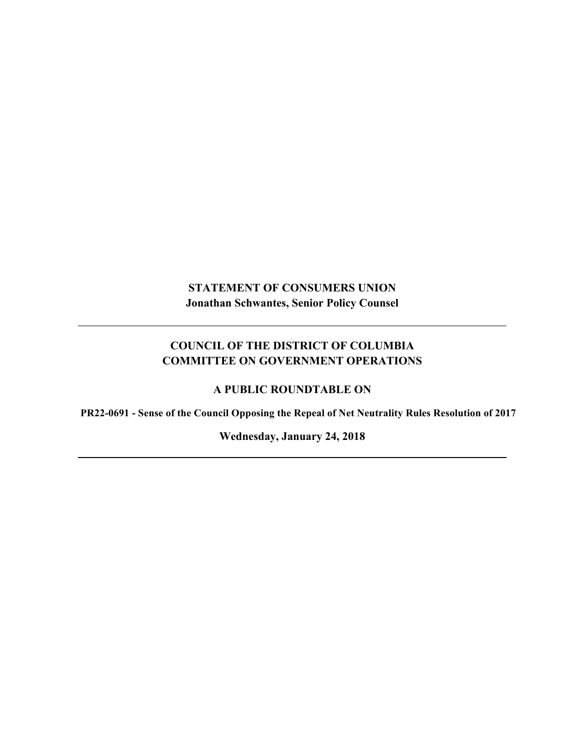**STATEMENT OF CONSUMERS UNION**
**Jonathan Schwantes, Senior Policy Counsel**

---

**COUNCIL OF THE DISTRICT OF COLUMBIA**
**COMMITTEE ON GOVERNMENT OPERATIONS**

**A PUBLIC ROUNDTABLE ON**

**PR22-0691 - Sense of the Council Opposing the Repeal of Net Neutrality Rules Resolution of 2017**

**Wednesday, January 24, 2018**

---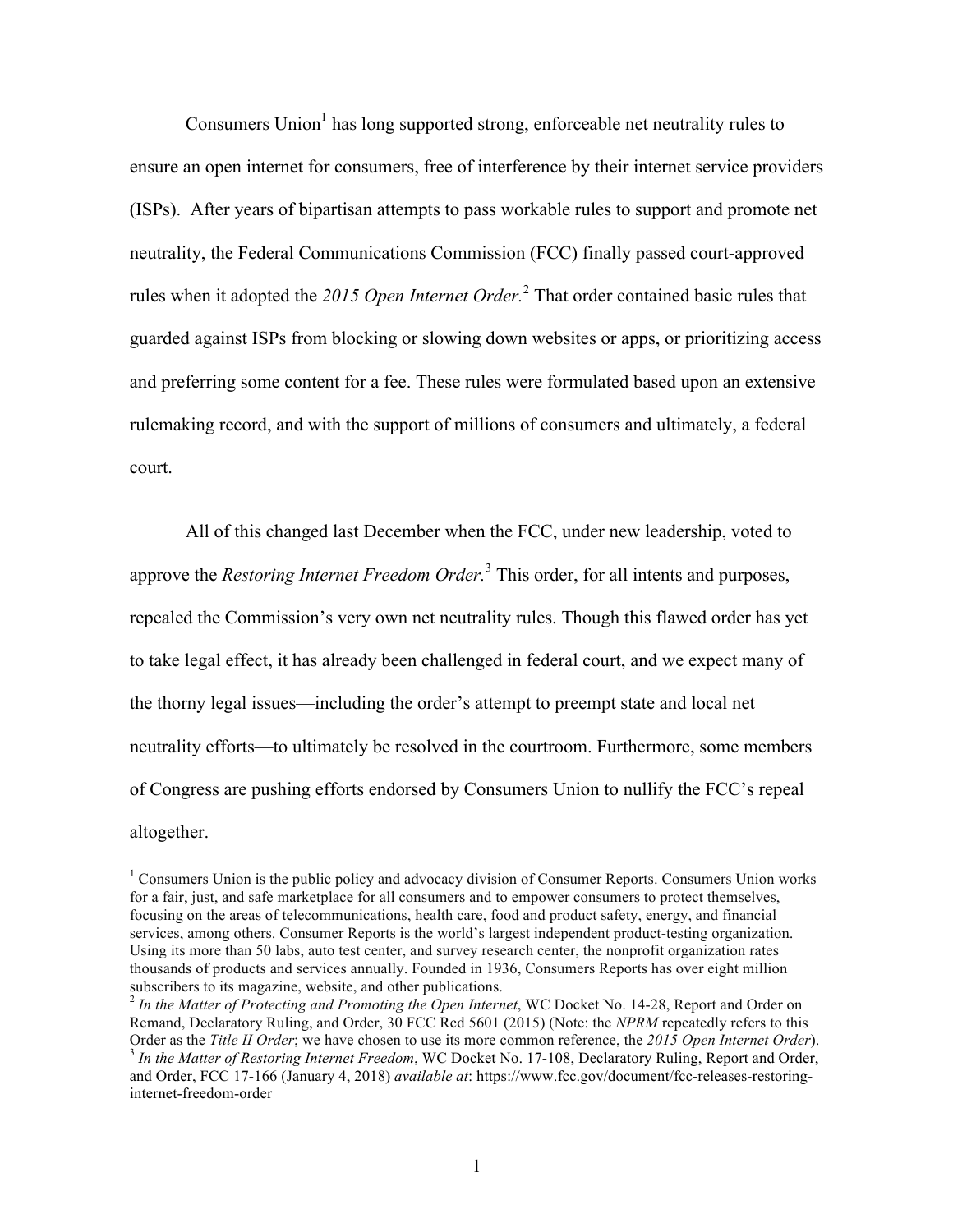Consumers Union[1] has long supported strong, enforceable net neutrality rules to ensure an open internet for consumers, free of interference by their internet service providers (ISPs). After years of bipartisan attempts to pass workable rules to support and promote net neutrality, the Federal Communications Commission (FCC) finally passed court-approved rules when it adopted the *2015 Open Internet Order.*[2] That order contained basic rules that guarded against ISPs from blocking or slowing down websites or apps, or prioritizing access and preferring some content for a fee. These rules were formulated based upon an extensive rulemaking record, and with the support of millions of consumers and ultimately, a federal court.

All of this changed last December when the FCC, under new leadership, voted to approve the *Restoring Internet Freedom Order.*[3] This order, for all intents and purposes, repealed the Commission's very own net neutrality rules. Though this flawed order has yet to take legal effect, it has already been challenged in federal court, and we expect many of the thorny legal issues—including the order's attempt to preempt state and local net neutrality efforts—to ultimately be resolved in the courtroom. Furthermore, some members of Congress are pushing efforts endorsed by Consumers Union to nullify the FCC's repeal altogether.

---

[1] Consumers Union is the public policy and advocacy division of Consumer Reports. Consumers Union works for a fair, just, and safe marketplace for all consumers and to empower consumers to protect themselves, focusing on the areas of telecommunications, health care, food and product safety, energy, and financial services, among others. Consumer Reports is the world's largest independent product-testing organization. Using its more than 50 labs, auto test center, and survey research center, the nonprofit organization rates thousands of products and services annually. Founded in 1936, Consumers Reports has over eight million subscribers to its magazine, website, and other publications.

[2] *In the Matter of Protecting and Promoting the Open Internet*, WC Docket No. 14-28, Report and Order on Remand, Declaratory Ruling, and Order, 30 FCC Rcd 5601 (2015) (Note: the *NPRM* repeatedly refers to this Order as the *Title II Order*; we have chosen to use its more common reference, the *2015 Open Internet Order*).

[3] *In the Matter of Restoring Internet Freedom*, WC Docket No. 17-108, Declaratory Ruling, Report and Order, and Order, FCC 17-166 (January 4, 2018) *available at*: https://www.fcc.gov/document/fcc-releases-restoring-internet-freedom-order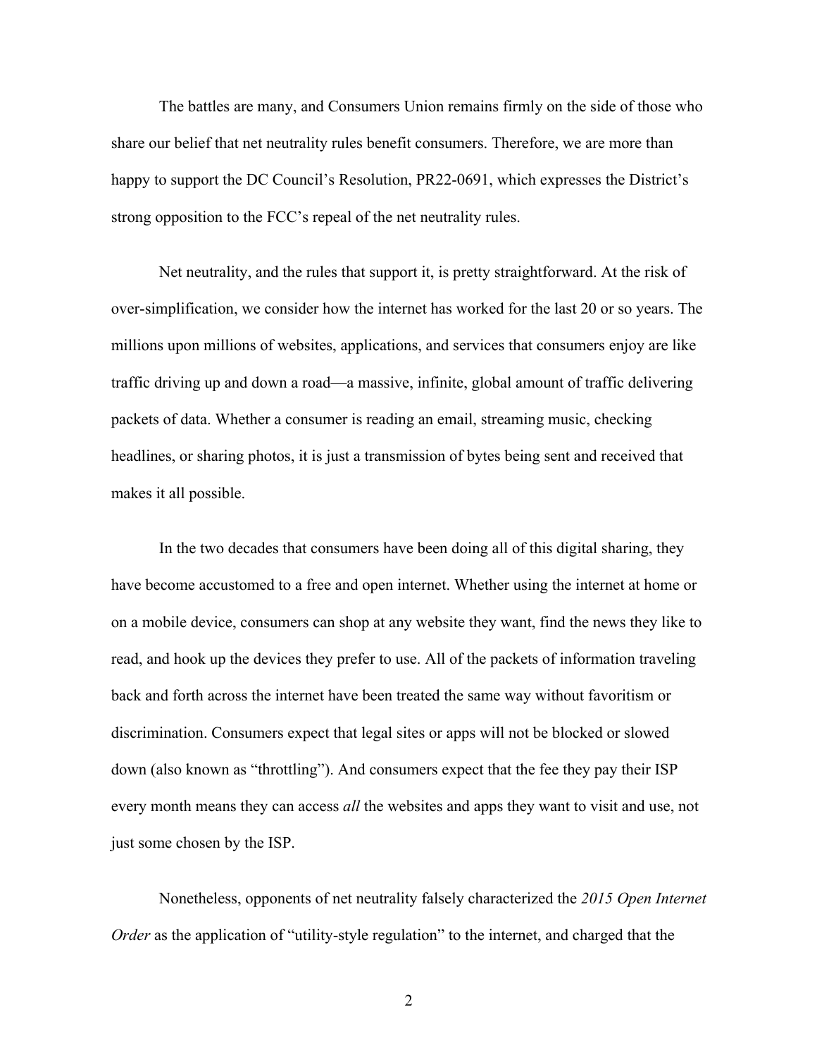The battles are many, and Consumers Union remains firmly on the side of those who share our belief that net neutrality rules benefit consumers. Therefore, we are more than happy to support the DC Council's Resolution, PR22-0691, which expresses the District's strong opposition to the FCC's repeal of the net neutrality rules.

Net neutrality, and the rules that support it, is pretty straightforward. At the risk of over-simplification, we consider how the internet has worked for the last 20 or so years. The millions upon millions of websites, applications, and services that consumers enjoy are like traffic driving up and down a road—a massive, infinite, global amount of traffic delivering packets of data. Whether a consumer is reading an email, streaming music, checking headlines, or sharing photos, it is just a transmission of bytes being sent and received that makes it all possible.

In the two decades that consumers have been doing all of this digital sharing, they have become accustomed to a free and open internet. Whether using the internet at home or on a mobile device, consumers can shop at any website they want, find the news they like to read, and hook up the devices they prefer to use. All of the packets of information traveling back and forth across the internet have been treated the same way without favoritism or discrimination. Consumers expect that legal sites or apps will not be blocked or slowed down (also known as "throttling"). And consumers expect that the fee they pay their ISP every month means they can access *all* the websites and apps they want to visit and use, not just some chosen by the ISP.

Nonetheless, opponents of net neutrality falsely characterized the *2015 Open Internet Order* as the application of "utility-style regulation" to the internet, and charged that the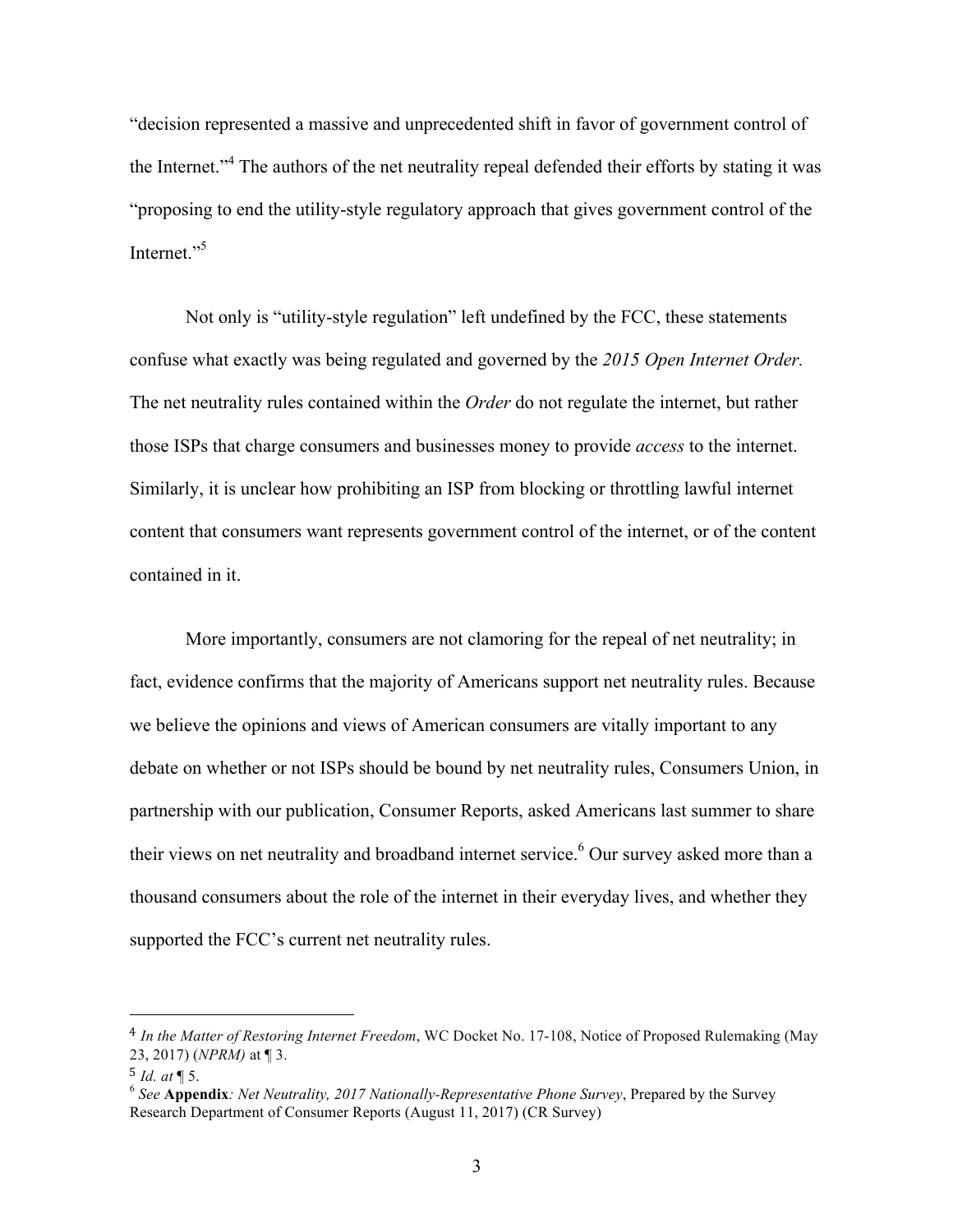"decision represented a massive and unprecedented shift in favor of government control of the Internet."[4] The authors of the net neutrality repeal defended their efforts by stating it was "proposing to end the utility-style regulatory approach that gives government control of the Internet."[5]

Not only is "utility-style regulation" left undefined by the FCC, these statements confuse what exactly was being regulated and governed by the *2015 Open Internet Order.* The net neutrality rules contained within the *Order* do not regulate the internet, but rather those ISPs that charge consumers and businesses money to provide *access* to the internet. Similarly, it is unclear how prohibiting an ISP from blocking or throttling lawful internet content that consumers want represents government control of the internet, or of the content contained in it.

More importantly, consumers are not clamoring for the repeal of net neutrality; in fact, evidence confirms that the majority of Americans support net neutrality rules. Because we believe the opinions and views of American consumers are vitally important to any debate on whether or not ISPs should be bound by net neutrality rules, Consumers Union, in partnership with our publication, Consumer Reports, asked Americans last summer to share their views on net neutrality and broadband internet service.[6] Our survey asked more than a thousand consumers about the role of the internet in their everyday lives, and whether they supported the FCC's current net neutrality rules.

---

[4] *In the Matter of Restoring Internet Freedom*, WC Docket No. 17-108, Notice of Proposed Rulemaking (May 23, 2017) (*NPRM)* at ¶ 3.

[5] *Id. at* ¶ 5.

[6] *See* **Appendix***: Net Neutrality, 2017 Nationally-Representative Phone Survey*, Prepared by the Survey Research Department of Consumer Reports (August 11, 2017) (CR Survey)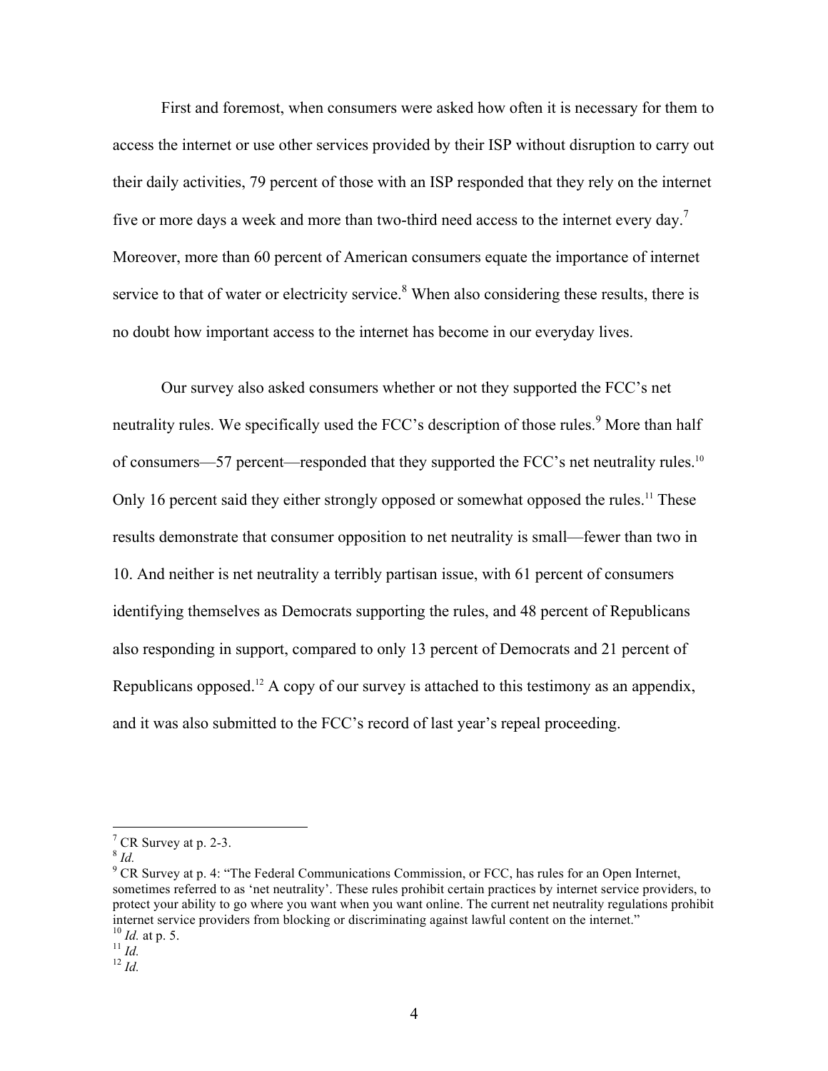First and foremost, when consumers were asked how often it is necessary for them to access the internet or use other services provided by their ISP without disruption to carry out their daily activities, 79 percent of those with an ISP responded that they rely on the internet five or more days a week and more than two-third need access to the internet every day.[7] Moreover, more than 60 percent of American consumers equate the importance of internet service to that of water or electricity service.[8] When also considering these results, there is no doubt how important access to the internet has become in our everyday lives.

Our survey also asked consumers whether or not they supported the FCC's net neutrality rules. We specifically used the FCC's description of those rules.[9] More than half of consumers—57 percent—responded that they supported the FCC's net neutrality rules.[10] Only 16 percent said they either strongly opposed or somewhat opposed the rules.[11] These results demonstrate that consumer opposition to net neutrality is small—fewer than two in 10. And neither is net neutrality a terribly partisan issue, with 61 percent of consumers identifying themselves as Democrats supporting the rules, and 48 percent of Republicans also responding in support, compared to only 13 percent of Democrats and 21 percent of Republicans opposed.[12] A copy of our survey is attached to this testimony as an appendix, and it was also submitted to the FCC's record of last year's repeal proceeding.

---

[7] CR Survey at p. 2-3.
[8] *Id.*
[9] CR Survey at p. 4: "The Federal Communications Commission, or FCC, has rules for an Open Internet, sometimes referred to as 'net neutrality'. These rules prohibit certain practices by internet service providers, to protect your ability to go where you want when you want online. The current net neutrality regulations prohibit internet service providers from blocking or discriminating against lawful content on the internet."
[10] *Id.* at p. 5.
[11] *Id.*
[12] *Id.*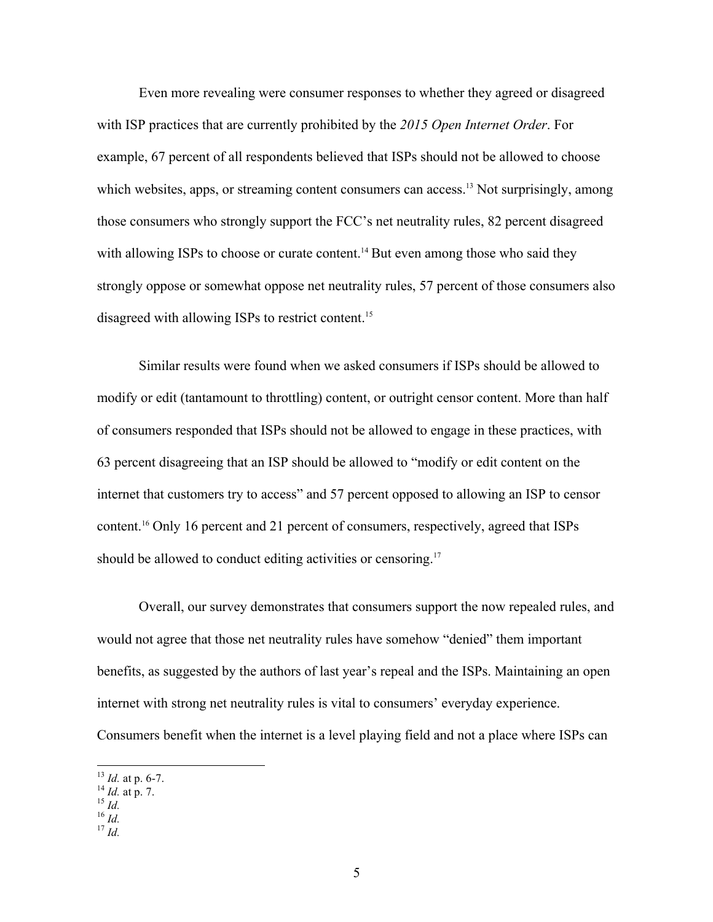Even more revealing were consumer responses to whether they agreed or disagreed with ISP practices that are currently prohibited by the *2015 Open Internet Order*. For example, 67 percent of all respondents believed that ISPs should not be allowed to choose which websites, apps, or streaming content consumers can access.[13] Not surprisingly, among those consumers who strongly support the FCC's net neutrality rules, 82 percent disagreed with allowing ISPs to choose or curate content.[14] But even among those who said they strongly oppose or somewhat oppose net neutrality rules, 57 percent of those consumers also disagreed with allowing ISPs to restrict content.[15]

Similar results were found when we asked consumers if ISPs should be allowed to modify or edit (tantamount to throttling) content, or outright censor content. More than half of consumers responded that ISPs should not be allowed to engage in these practices, with 63 percent disagreeing that an ISP should be allowed to "modify or edit content on the internet that customers try to access" and 57 percent opposed to allowing an ISP to censor content.[16] Only 16 percent and 21 percent of consumers, respectively, agreed that ISPs should be allowed to conduct editing activities or censoring.[17]

Overall, our survey demonstrates that consumers support the now repealed rules, and would not agree that those net neutrality rules have somehow "denied" them important benefits, as suggested by the authors of last year's repeal and the ISPs. Maintaining an open internet with strong net neutrality rules is vital to consumers' everyday experience. Consumers benefit when the internet is a level playing field and not a place where ISPs can

[13] *Id.* at p. 6-7.
[14] *Id.* at p. 7.
[15] *Id.*
[16] *Id.*
[17] *Id.*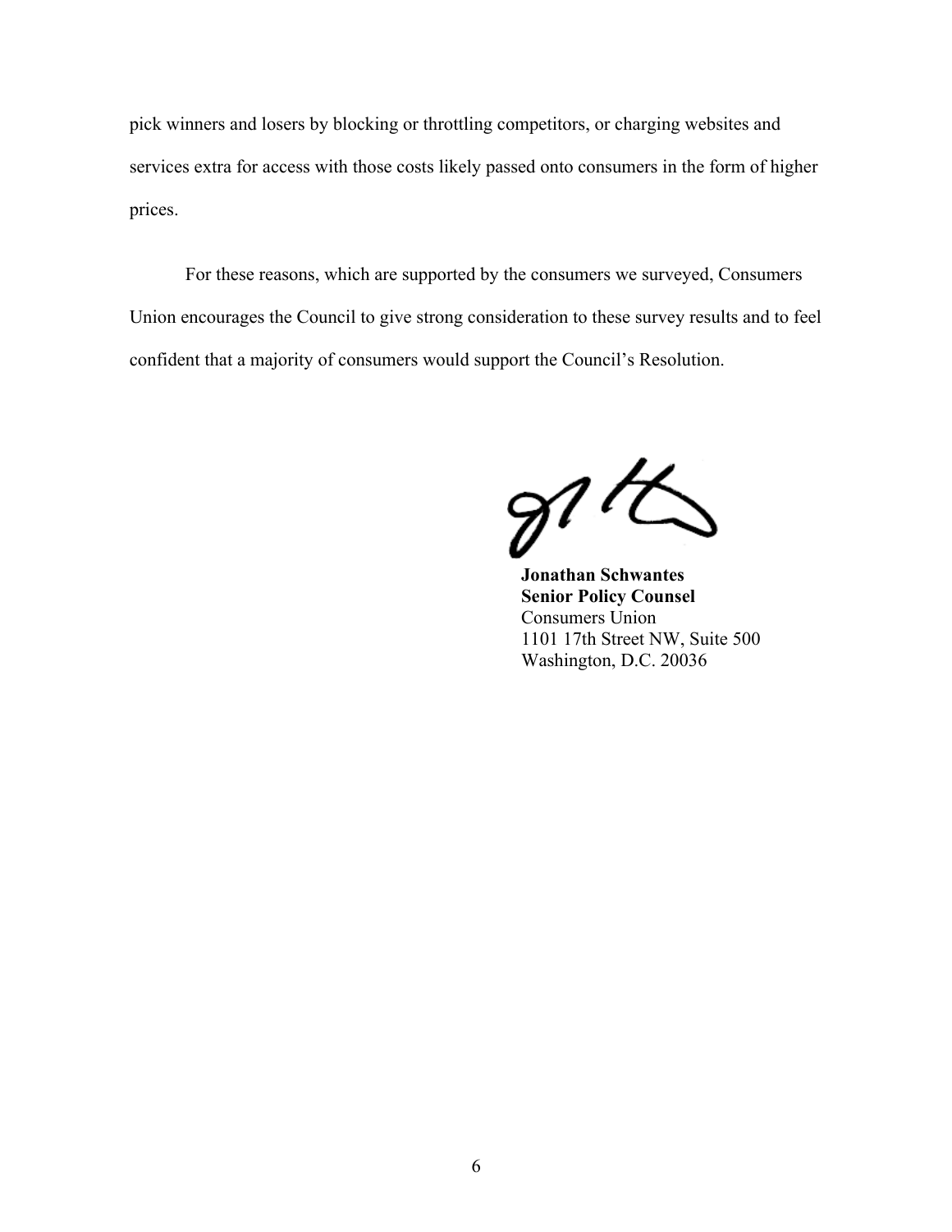pick winners and losers by blocking or throttling competitors, or charging websites and services extra for access with those costs likely passed onto consumers in the form of higher prices.

For these reasons, which are supported by the consumers we surveyed, Consumers Union encourages the Council to give strong consideration to these survey results and to feel confident that a majority of consumers would support the Council's Resolution.

**Jonathan Schwantes**
**Senior Policy Counsel**
Consumers Union
1101 17th Street NW, Suite 500
Washington, D.C. 20036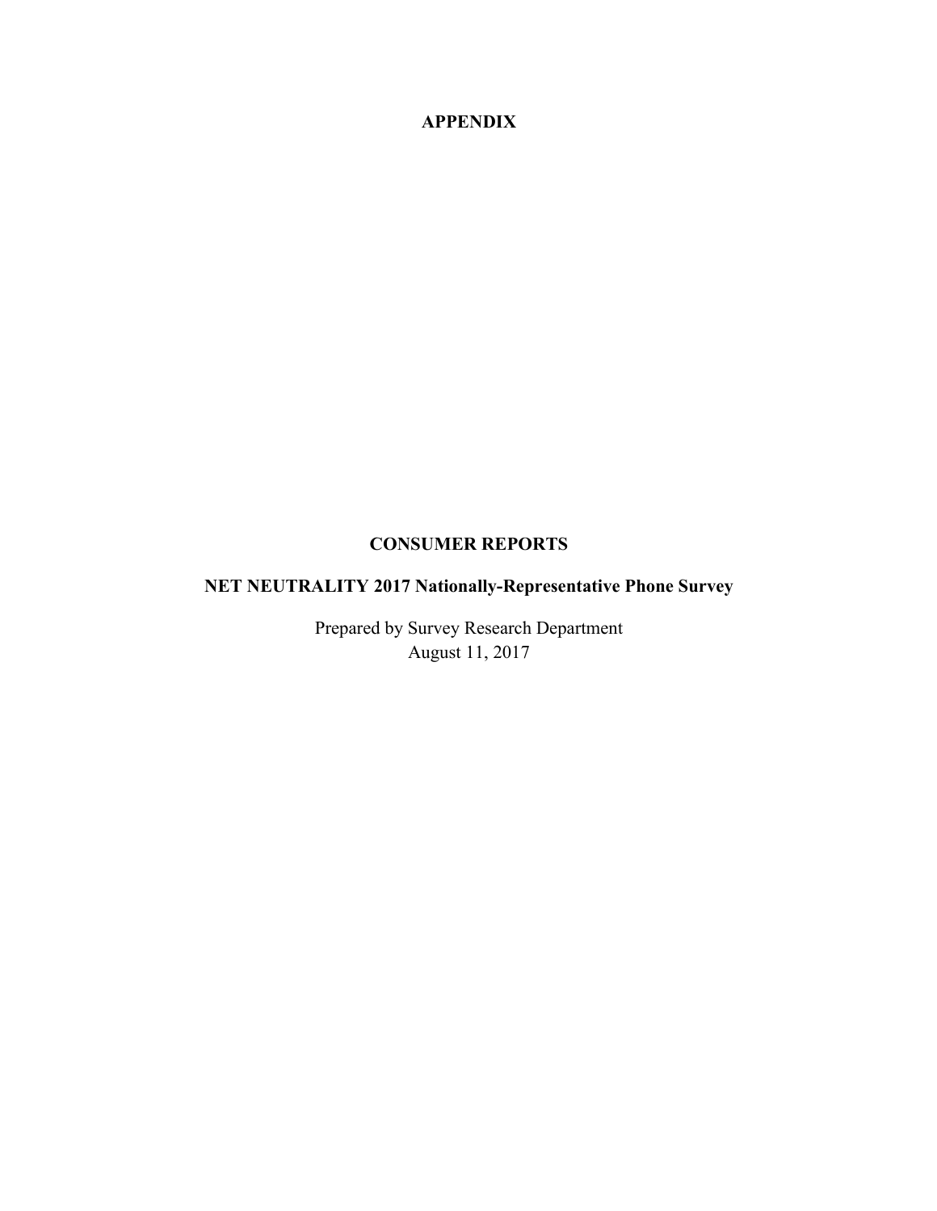# APPENDIX

## CONSUMER REPORTS

## NET NEUTRALITY 2017 Nationally-Representative Phone Survey

Prepared by Survey Research Department
August 11, 2017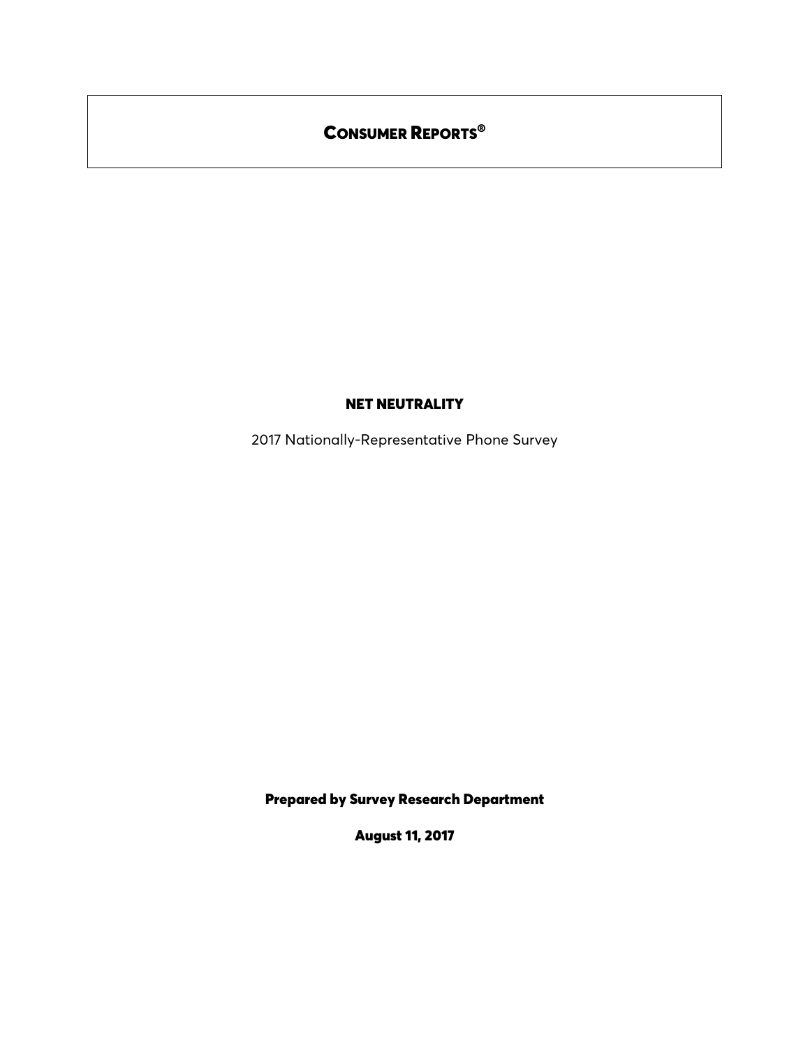# CONSUMER REPORTS®

## NET NEUTRALITY

2017 Nationally-Representative Phone Survey

**Prepared by Survey Research Department**

**August 11, 2017**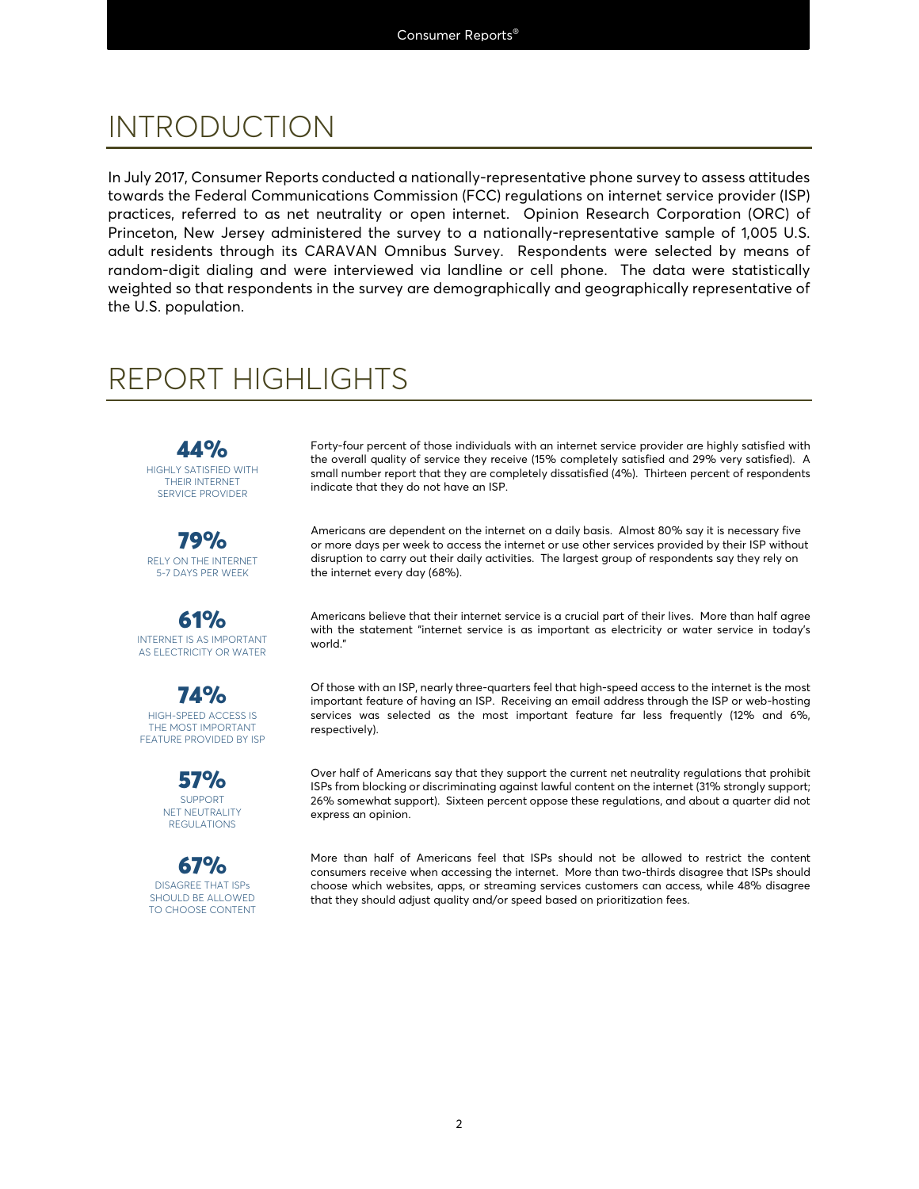# INTRODUCTION

In July 2017, Consumer Reports conducted a nationally-representative phone survey to assess attitudes towards the Federal Communications Commission (FCC) regulations on internet service provider (ISP) practices, referred to as net neutrality or open internet. Opinion Research Corporation (ORC) of Princeton, New Jersey administered the survey to a nationally-representative sample of 1,005 U.S. adult residents through its CARAVAN Omnibus Survey. Respondents were selected by means of random-digit dialing and were interviewed via landline or cell phone. The data were statistically weighted so that respondents in the survey are demographically and geographically representative of the U.S. population.

# REPORT HIGHLIGHTS

**44%**
HIGHLY SATISFIED WITH THEIR INTERNET SERVICE PROVIDER

Forty-four percent of those individuals with an internet service provider are highly satisfied with the overall quality of service they receive (15% completely satisfied and 29% very satisfied). A small number report that they are completely dissatisfied (4%). Thirteen percent of respondents indicate that they do not have an ISP.

**79%**
RELY ON THE INTERNET 5-7 DAYS PER WEEK

Americans are dependent on the internet on a daily basis. Almost 80% say it is necessary five or more days per week to access the internet or use other services provided by their ISP without disruption to carry out their daily activities. The largest group of respondents say they rely on the internet every day (68%).

**61%**
INTERNET IS AS IMPORTANT AS ELECTRICITY OR WATER

Americans believe that their internet service is a crucial part of their lives. More than half agree with the statement "internet service is as important as electricity or water service in today's world."

**74%**
HIGH-SPEED ACCESS IS THE MOST IMPORTANT FEATURE PROVIDED BY ISP

Of those with an ISP, nearly three-quarters feel that high-speed access to the internet is the most important feature of having an ISP. Receiving an email address through the ISP or web-hosting services was selected as the most important feature far less frequently (12% and 6%, respectively).

**57%**
SUPPORT NET NEUTRALITY REGULATIONS

Over half of Americans say that they support the current net neutrality regulations that prohibit ISPs from blocking or discriminating against lawful content on the internet (31% strongly support; 26% somewhat support). Sixteen percent oppose these regulations, and about a quarter did not express an opinion.

**67%**
DISAGREE THAT ISPs SHOULD BE ALLOWED TO CHOOSE CONTENT

More than half of Americans feel that ISPs should not be allowed to restrict the content consumers receive when accessing the internet. More than two-thirds disagree that ISPs should choose which websites, apps, or streaming services customers can access, while 48% disagree that they should adjust quality and/or speed based on prioritization fees.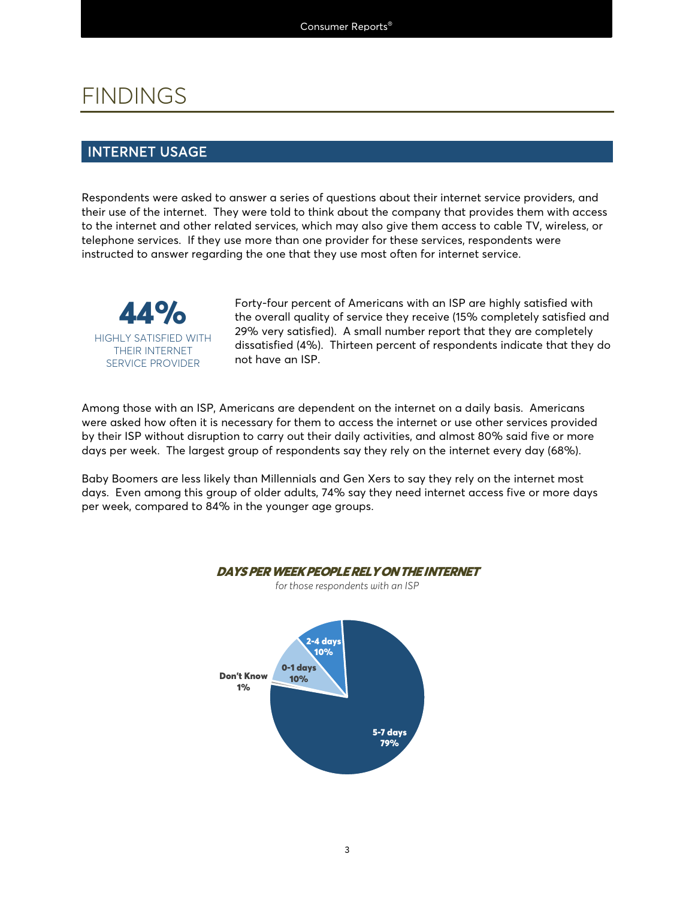# FINDINGS

## INTERNET USAGE

Respondents were asked to answer a series of questions about their internet service providers, and their use of the internet. They were told to think about the company that provides them with access to the internet and other related services, which may also give them access to cable TV, wireless, or telephone services. If they use more than one provider for these services, respondents were instructed to answer regarding the one that they use most often for internet service.

**44%**

HIGHLY SATISFIED WITH THEIR INTERNET SERVICE PROVIDER

Forty-four percent of Americans with an ISP are highly satisfied with the overall quality of service they receive (15% completely satisfied and 29% very satisfied). A small number report that they are completely dissatisfied (4%). Thirteen percent of respondents indicate that they do not have an ISP.

Among those with an ISP, Americans are dependent on the internet on a daily basis. Americans were asked how often it is necessary for them to access the internet or use other services provided by their ISP without disruption to carry out their daily activities, and almost 80% said five or more days per week. The largest group of respondents say they rely on the internet every day (68%).

Baby Boomers are less likely than Millennials and Gen Xers to say they rely on the internet most days. Even among this group of older adults, 74% say they need internet access five or more days per week, compared to 84% in the younger age groups.

***DAYS PER WEEK PEOPLE RELY ON THE INTERNET***

*for those respondents with an ISP*

2-4 days 10%

0-1 days 10%

Don't Know 1%

5-7 days 79%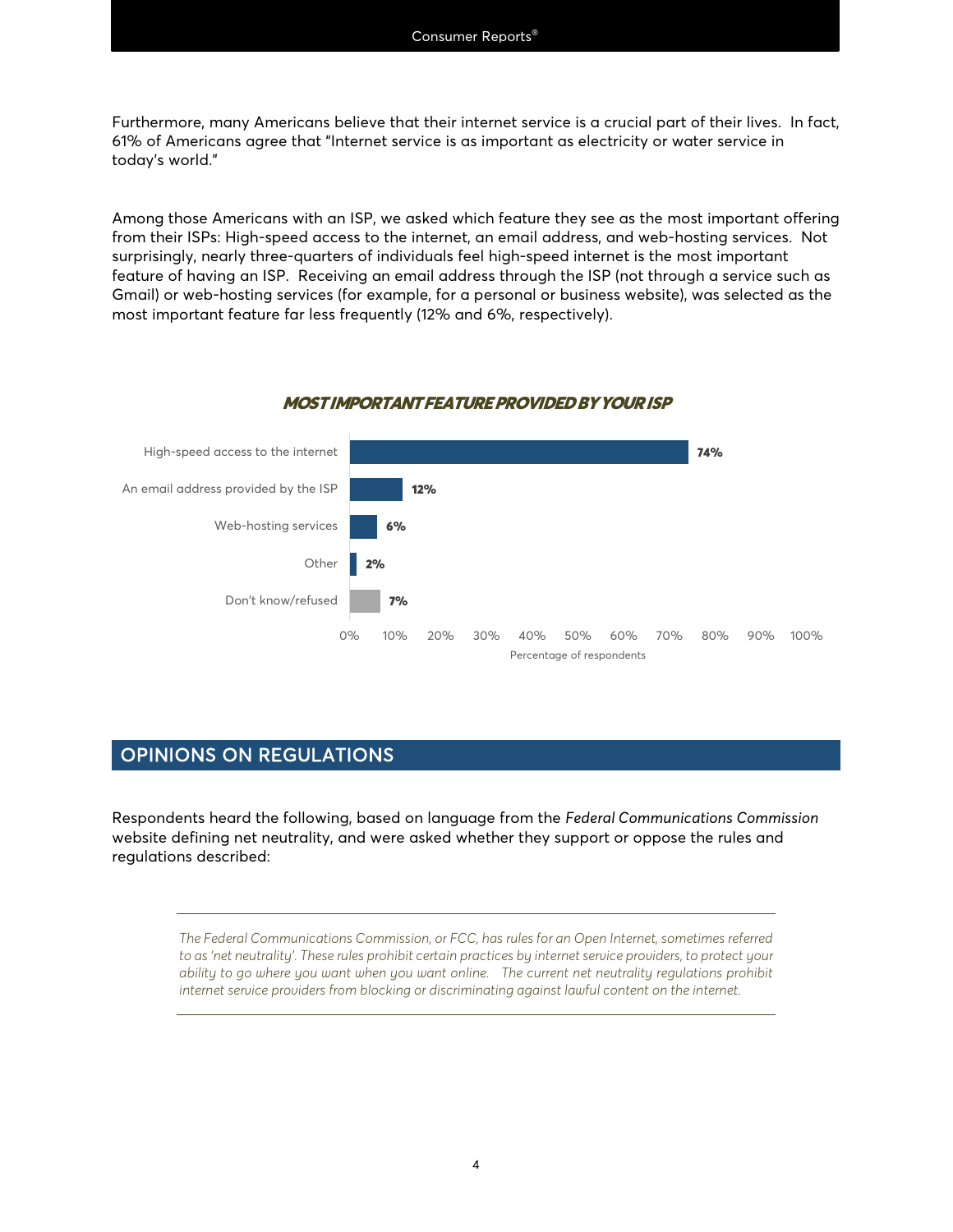Furthermore, many Americans believe that their internet service is a crucial part of their lives. In fact, 61% of Americans agree that "Internet service is as important as electricity or water service in today's world."

Among those Americans with an ISP, we asked which feature they see as the most important offering from their ISPs: High-speed access to the internet, an email address, and web-hosting services. Not surprisingly, nearly three-quarters of individuals feel high-speed internet is the most important feature of having an ISP. Receiving an email address through the ISP (not through a service such as Gmail) or web-hosting services (for example, for a personal or business website), was selected as the most important feature far less frequently (12% and 6%, respectively).

**MOST IMPORTANT FEATURE PROVIDED BY YOUR ISP**

High-speed access to the internet 74%
An email address provided by the ISP 12%
Web-hosting services 6%
Other 2%
Don't know/refused 7%

0% 10% 20% 30% 40% 50% 60% 70% 80% 90% 100%
Percentage of respondents

## OPINIONS ON REGULATIONS

Respondents heard the following, based on language from the *Federal Communications Commission* website defining net neutrality, and were asked whether they support or oppose the rules and regulations described:

---

*The Federal Communications Commission, or FCC, has rules for an Open Internet, sometimes referred to as 'net neutrality'. These rules prohibit certain practices by internet service providers, to protect your ability to go where you want when you want online. The current net neutrality regulations prohibit internet service providers from blocking or discriminating against lawful content on the internet.*

---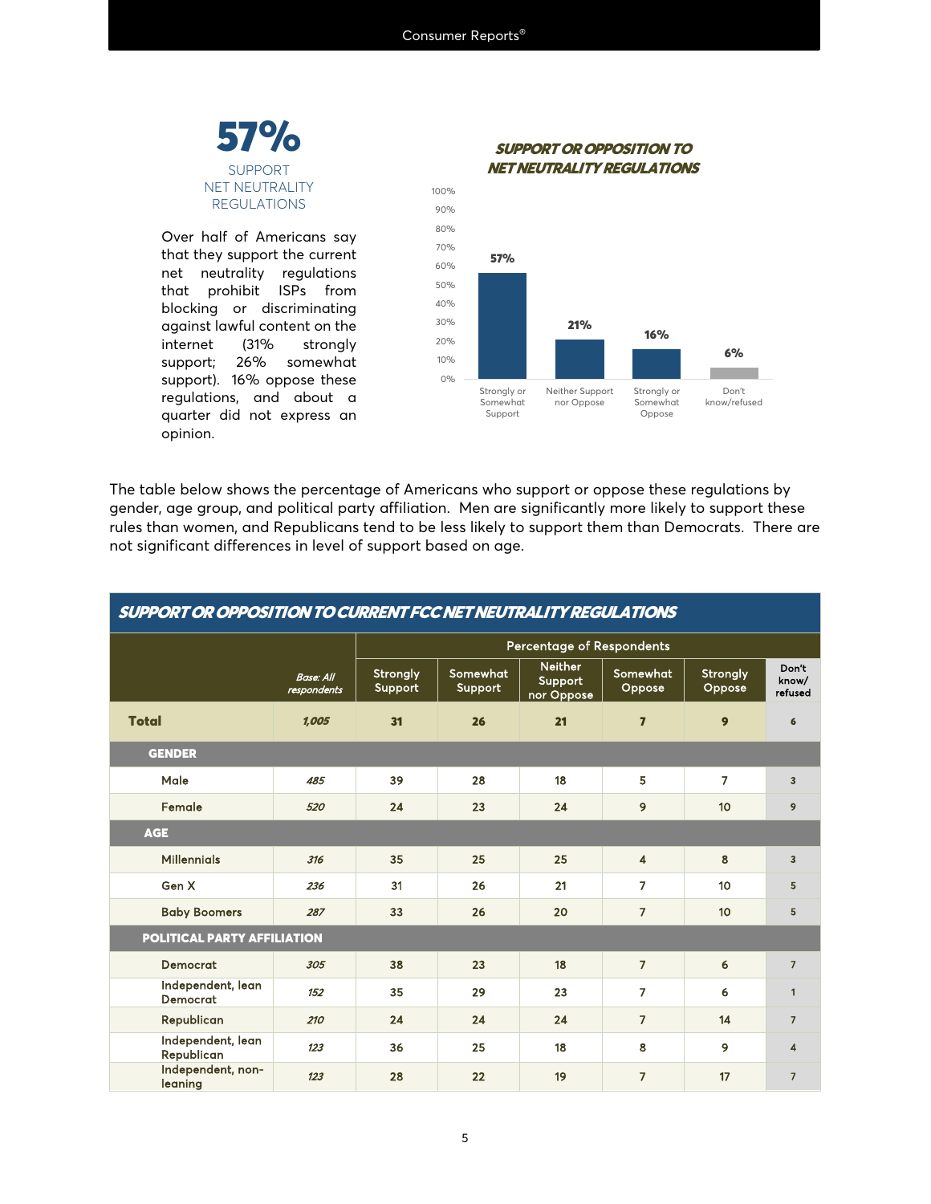**57%**

SUPPORT NET NEUTRALITY REGULATIONS

Over half of Americans say that they support the current net neutrality regulations that prohibit ISPs from blocking or discriminating against lawful content on the internet (31% strongly support; 26% somewhat support). 16% oppose these regulations, and about a quarter did not express an opinion.

**SUPPORT OR OPPOSITION TO NET NEUTRALITY REGULATIONS**

100%
90%
80%
70%
60%
50%
40%
30%
20%
10%
0%

57%
21%
16%
6%

Strongly or Somewhat Support
Neither Support nor Oppose
Strongly or Somewhat Oppose
Don't know/refused

The table below shows the percentage of Americans who support or oppose these regulations by gender, age group, and political party affiliation. Men are significantly more likely to support these rules than women, and Republicans tend to be less likely to support them than Democrats. There are not significant differences in level of support based on age.

**SUPPORT OR OPPOSITION TO CURRENT FCC NET NEUTRALITY REGULATIONS**

| | | Percentage of Respondents | | | | | |
|---|---|---|---|---|---|---|---|
| | *Base: All respondents* | Strongly Support | Somewhat Support | Neither Support nor Oppose | Somewhat Oppose | Strongly Oppose | Don't know/ refused |
| **Total** | *1,005* | 31 | 26 | 21 | 7 | 9 | 6 |
| **GENDER** | | | | | | | |
| Male | *485* | 39 | 28 | 18 | 5 | 7 | 3 |
| Female | *520* | 24 | 23 | 24 | 9 | 10 | 9 |
| **AGE** | | | | | | | |
| Millennials | *316* | 35 | 25 | 25 | 4 | 8 | 3 |
| Gen X | *236* | 31 | 26 | 21 | 7 | 10 | 5 |
| Baby Boomers | *287* | 33 | 26 | 20 | 7 | 10 | 5 |
| **POLITICAL PARTY AFFILIATION** | | | | | | | |
| Democrat | *305* | 38 | 23 | 18 | 7 | 6 | 7 |
| Independent, lean Democrat | *152* | 35 | 29 | 23 | 7 | 6 | 1 |
| Republican | *210* | 24 | 24 | 24 | 7 | 14 | 7 |
| Independent, lean Republican | *123* | 36 | 25 | 18 | 8 | 9 | 4 |
| Independent, non-leaning | *123* | 28 | 22 | 19 | 7 | 17 | 7 |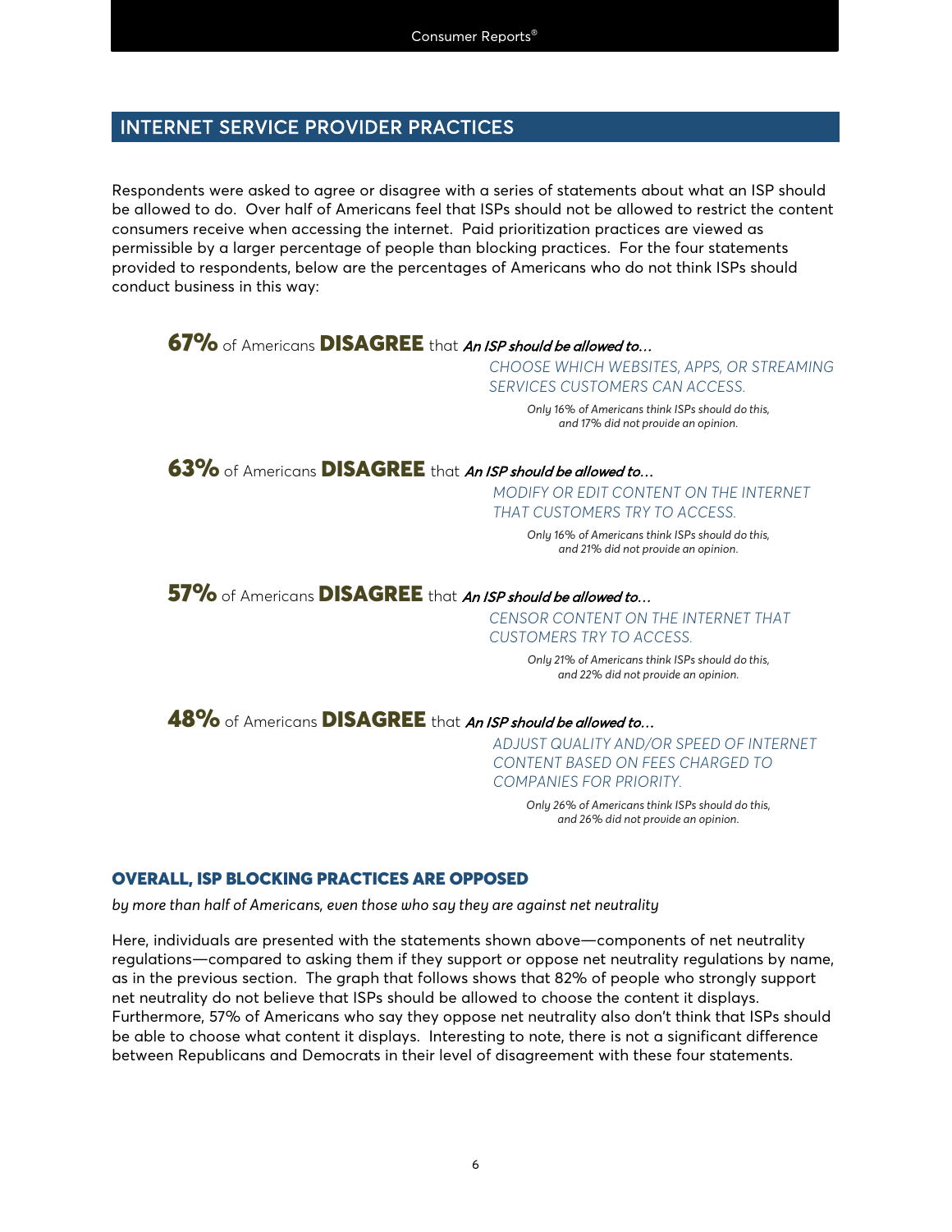## INTERNET SERVICE PROVIDER PRACTICES

Respondents were asked to agree or disagree with a series of statements about what an ISP should be allowed to do. Over half of Americans feel that ISPs should not be allowed to restrict the content consumers receive when accessing the internet. Paid prioritization practices are viewed as permissible by a larger percentage of people than blocking practices. For the four statements provided to respondents, below are the percentages of Americans who do not think ISPs should conduct business in this way:

**67%** of Americans **DISAGREE** that ***An ISP should be allowed to…***

*CHOOSE WHICH WEBSITES, APPS, OR STREAMING SERVICES CUSTOMERS CAN ACCESS.*

*Only 16% of Americans think ISPs should do this, and 17% did not provide an opinion.*

**63%** of Americans **DISAGREE** that ***An ISP should be allowed to…***

*MODIFY OR EDIT CONTENT ON THE INTERNET THAT CUSTOMERS TRY TO ACCESS.*

*Only 16% of Americans think ISPs should do this, and 21% did not provide an opinion.*

**57%** of Americans **DISAGREE** that ***An ISP should be allowed to…***

*CENSOR CONTENT ON THE INTERNET THAT CUSTOMERS TRY TO ACCESS.*

*Only 21% of Americans think ISPs should do this, and 22% did not provide an opinion.*

**48%** of Americans **DISAGREE** that ***An ISP should be allowed to…***

*ADJUST QUALITY AND/OR SPEED OF INTERNET CONTENT BASED ON FEES CHARGED TO COMPANIES FOR PRIORITY.*

*Only 26% of Americans think ISPs should do this, and 26% did not provide an opinion.*

### OVERALL, ISP BLOCKING PRACTICES ARE OPPOSED

*by more than half of Americans, even those who say they are against net neutrality*

Here, individuals are presented with the statements shown above—components of net neutrality regulations—compared to asking them if they support or oppose net neutrality regulations by name, as in the previous section. The graph that follows shows that 82% of people who strongly support net neutrality do not believe that ISPs should be allowed to choose the content it displays. Furthermore, 57% of Americans who say they oppose net neutrality also don't think that ISPs should be able to choose what content it displays. Interesting to note, there is not a significant difference between Republicans and Democrats in their level of disagreement with these four statements.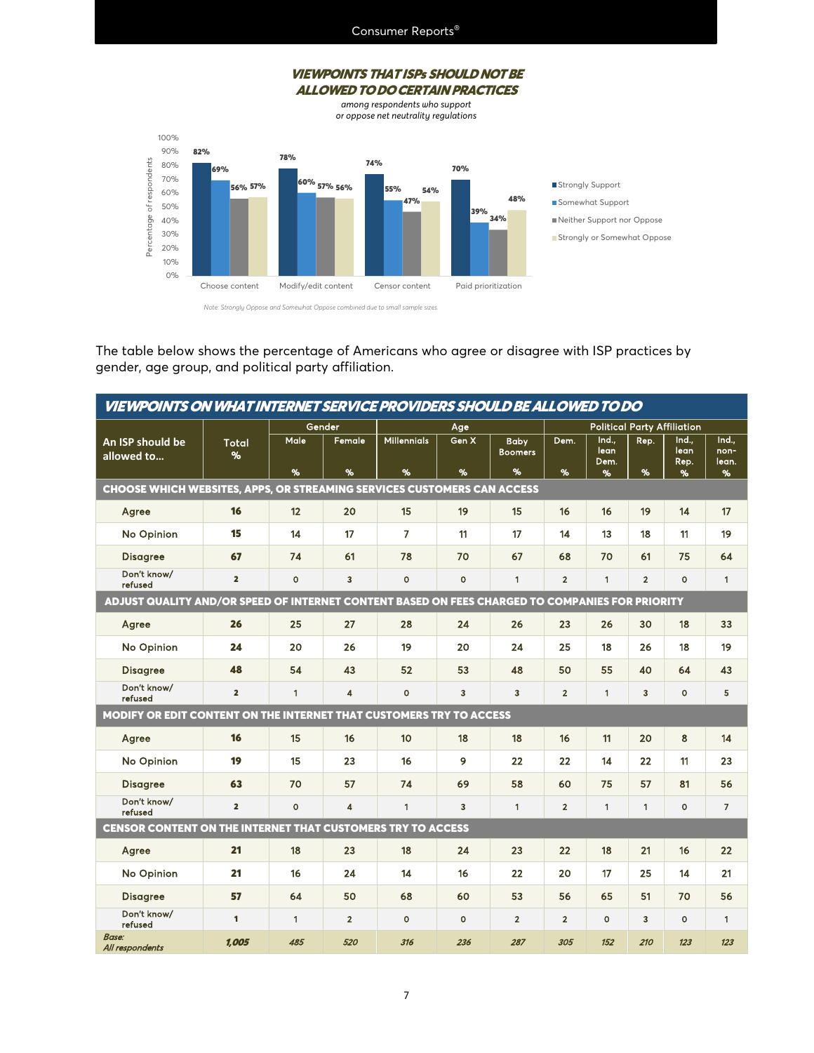### VIEWPOINTS THAT ISPs SHOULD NOT BE ALLOWED TO DO CERTAIN PRACTICES

*among respondents who support or oppose net neutrality regulations*

100%
90%
80%
70%
60%
50%
40%
30%
20%
10%
0%

Percentage of respondents

82% 69% 56% 57%
Choose content

78% 60% 57% 56%
Modify/edit content

74% 55% 47% 54%
Censor content

70% 39% 34% 48%
Paid prioritization

Strongly Support
Somewhat Support
Neither Support nor Oppose
Strongly or Somewhat Oppose

*Note: Strongly Oppose and Somewhat Oppose combined due to small sample sizes.*

The table below shows the percentage of Americans who agree or disagree with ISP practices by gender, age group, and political party affiliation.

### VIEWPOINTS ON WHAT INTERNET SERVICE PROVIDERS SHOULD BE ALLOWED TO DO

| An ISP should be allowed to... | Total % | Gender | | Age | | | Political Party Affiliation | | | | |
|---|---|---|---|---|---|---|---|---|---|---|---|
| | | Male % | Female % | Millennials % | Gen X % | Baby Boomers % | Dem. % | Ind., lean Dem. % | Rep. % | Ind., lean Rep. % | Ind., non-lean. % |
| **CHOOSE WHICH WEBSITES, APPS, OR STREAMING SERVICES CUSTOMERS CAN ACCESS** | | | | | | | | | | | |
| Agree | **16** | 12 | 20 | 15 | 19 | 15 | 16 | 16 | 19 | 14 | 17 |
| No Opinion | **15** | 14 | 17 | 7 | 11 | 17 | 14 | 13 | 18 | 11 | 19 |
| Disagree | **67** | 74 | 61 | 78 | 70 | 67 | 68 | 70 | 61 | 75 | 64 |
| Don't know/ refused | **2** | 0 | 3 | 0 | 0 | 1 | 2 | 1 | 2 | 0 | 1 |
| **ADJUST QUALITY AND/OR SPEED OF INTERNET CONTENT BASED ON FEES CHARGED TO COMPANIES FOR PRIORITY** | | | | | | | | | | | |
| Agree | **26** | 25 | 27 | 28 | 24 | 26 | 23 | 26 | 30 | 18 | 33 |
| No Opinion | **24** | 20 | 26 | 19 | 20 | 24 | 25 | 18 | 26 | 18 | 19 |
| Disagree | **48** | 54 | 43 | 52 | 53 | 48 | 50 | 55 | 40 | 64 | 43 |
| Don't know/ refused | **2** | 1 | 4 | 0 | 3 | 3 | 2 | 1 | 3 | 0 | 5 |
| **MODIFY OR EDIT CONTENT ON THE INTERNET THAT CUSTOMERS TRY TO ACCESS** | | | | | | | | | | | |
| Agree | **16** | 15 | 16 | 10 | 18 | 18 | 16 | 11 | 20 | 8 | 14 |
| No Opinion | **19** | 15 | 23 | 16 | 9 | 22 | 22 | 14 | 22 | 11 | 23 |
| Disagree | **63** | 70 | 57 | 74 | 69 | 58 | 60 | 75 | 57 | 81 | 56 |
| Don't know/ refused | **2** | 0 | 4 | 1 | 3 | 1 | 2 | 1 | 1 | 0 | 7 |
| **CENSOR CONTENT ON THE INTERNET THAT CUSTOMERS TRY TO ACCESS** | | | | | | | | | | | |
| Agree | **21** | 18 | 23 | 18 | 24 | 23 | 22 | 18 | 21 | 16 | 22 |
| No Opinion | **21** | 16 | 24 | 14 | 16 | 22 | 20 | 17 | 25 | 14 | 21 |
| Disagree | **57** | 64 | 50 | 68 | 60 | 53 | 56 | 65 | 51 | 70 | 56 |
| Don't know/ refused | **1** | 1 | 2 | 0 | 0 | 2 | 2 | 0 | 3 | 0 | 1 |
| *Base: All respondents* | ***1,005*** | *485* | *520* | *316* | *236* | *287* | *305* | *152* | *210* | *123* | *123* |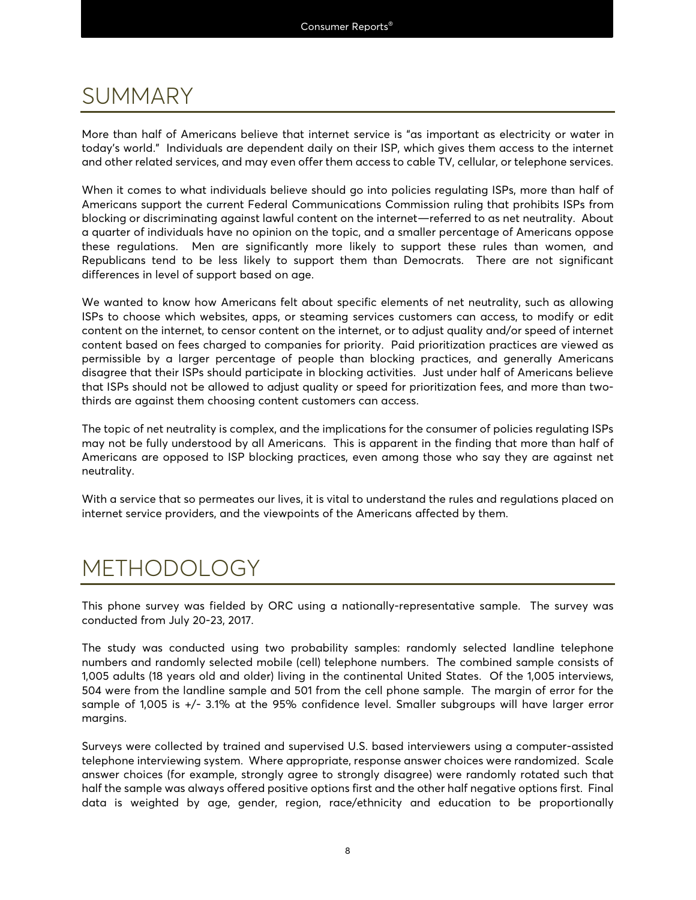# SUMMARY

More than half of Americans believe that internet service is "as important as electricity or water in today's world." Individuals are dependent daily on their ISP, which gives them access to the internet and other related services, and may even offer them access to cable TV, cellular, or telephone services.

When it comes to what individuals believe should go into policies regulating ISPs, more than half of Americans support the current Federal Communications Commission ruling that prohibits ISPs from blocking or discriminating against lawful content on the internet—referred to as net neutrality. About a quarter of individuals have no opinion on the topic, and a smaller percentage of Americans oppose these regulations. Men are significantly more likely to support these rules than women, and Republicans tend to be less likely to support them than Democrats. There are not significant differences in level of support based on age.

We wanted to know how Americans felt about specific elements of net neutrality, such as allowing ISPs to choose which websites, apps, or steaming services customers can access, to modify or edit content on the internet, to censor content on the internet, or to adjust quality and/or speed of internet content based on fees charged to companies for priority. Paid prioritization practices are viewed as permissible by a larger percentage of people than blocking practices, and generally Americans disagree that their ISPs should participate in blocking activities. Just under half of Americans believe that ISPs should not be allowed to adjust quality or speed for prioritization fees, and more than two-thirds are against them choosing content customers can access.

The topic of net neutrality is complex, and the implications for the consumer of policies regulating ISPs may not be fully understood by all Americans. This is apparent in the finding that more than half of Americans are opposed to ISP blocking practices, even among those who say they are against net neutrality.

With a service that so permeates our lives, it is vital to understand the rules and regulations placed on internet service providers, and the viewpoints of the Americans affected by them.

# METHODOLOGY

This phone survey was fielded by ORC using a nationally-representative sample. The survey was conducted from July 20-23, 2017.

The study was conducted using two probability samples: randomly selected landline telephone numbers and randomly selected mobile (cell) telephone numbers. The combined sample consists of 1,005 adults (18 years old and older) living in the continental United States. Of the 1,005 interviews, 504 were from the landline sample and 501 from the cell phone sample. The margin of error for the sample of 1,005 is +/- 3.1% at the 95% confidence level. Smaller subgroups will have larger error margins.

Surveys were collected by trained and supervised U.S. based interviewers using a computer-assisted telephone interviewing system. Where appropriate, response answer choices were randomized. Scale answer choices (for example, strongly agree to strongly disagree) were randomly rotated such that half the sample was always offered positive options first and the other half negative options first. Final data is weighted by age, gender, region, race/ethnicity and education to be proportionally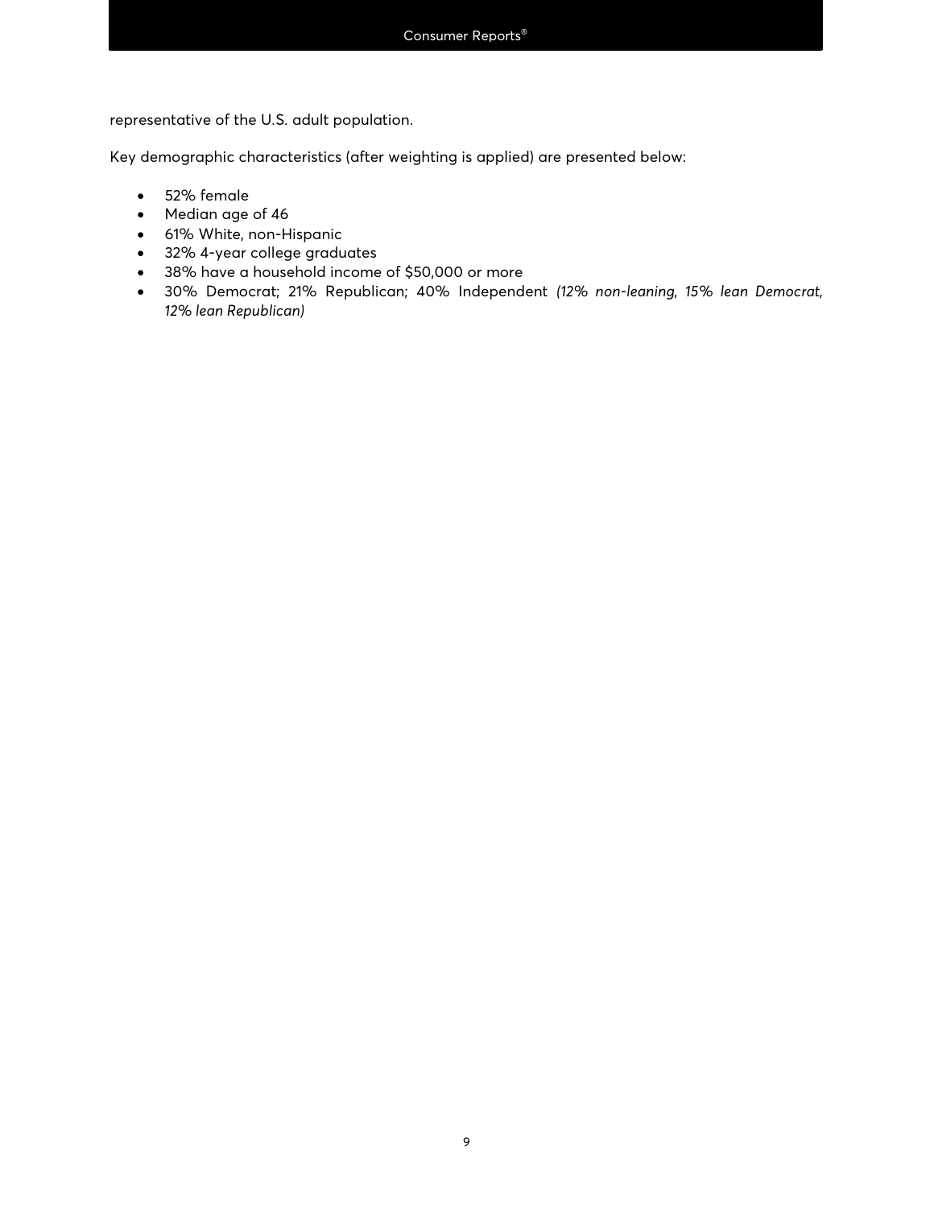representative of the U.S. adult population.

Key demographic characteristics (after weighting is applied) are presented below:

- 52% female
- Median age of 46
- 61% White, non-Hispanic
- 32% 4-year college graduates
- 38% have a household income of $50,000 or more
- 30% Democrat; 21% Republican; 40% Independent *(12% non-leaning, 15% lean Democrat, 12% lean Republican)*